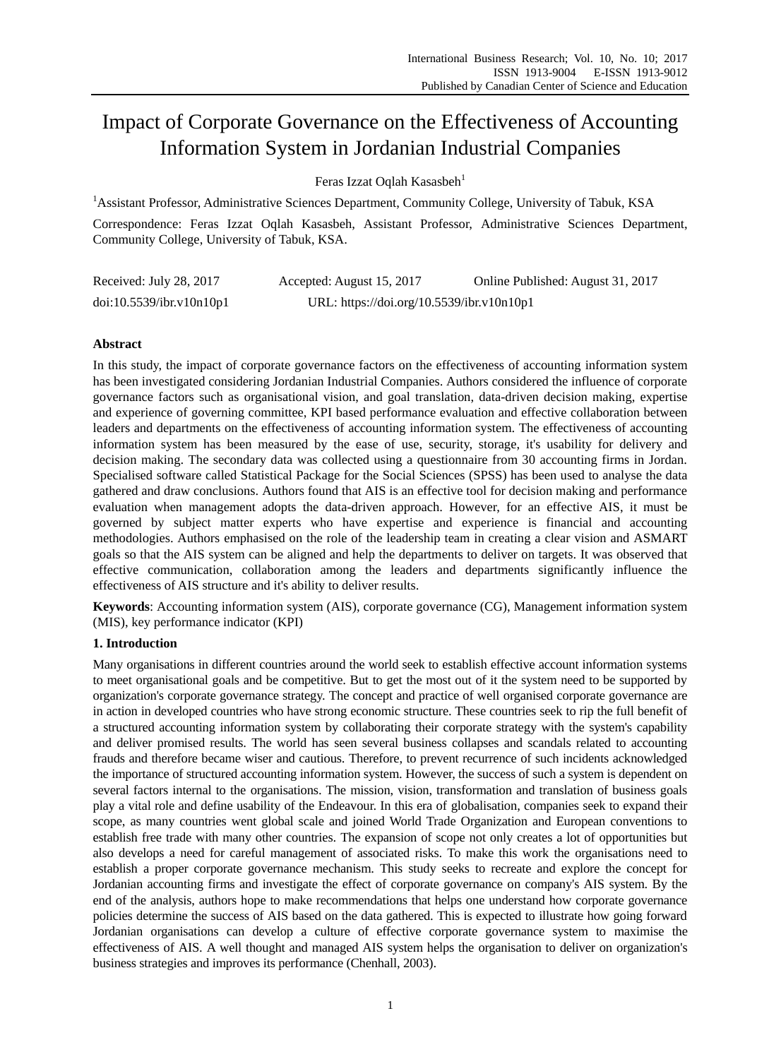# Impact of Corporate Governance on the Effectiveness of Accounting Information System in Jordanian Industrial Companies

Feras Izzat Oqlah Kasasbeh[1]

[1]Assistant Professor, Administrative Sciences Department, Community College, University of Tabuk, KSA

Correspondence: Feras Izzat Oqlah Kasasbeh, Assistant Professor, Administrative Sciences Department, Community College, University of Tabuk, KSA.

Received: July 28, 2017 Accepted: August 15, 2017 Online Published: August 31, 2017

doi:10.5539/ibr.v10n10p1 URL: https://doi.org/10.5539/ibr.v10n10p1

**Abstract**

In this study, the impact of corporate governance factors on the effectiveness of accounting information system has been investigated considering Jordanian Industrial Companies. Authors considered the influence of corporate governance factors such as organisational vision, and goal translation, data-driven decision making, expertise and experience of governing committee, KPI based performance evaluation and effective collaboration between leaders and departments on the effectiveness of accounting information system. The effectiveness of accounting information system has been measured by the ease of use, security, storage, it's usability for delivery and decision making. The secondary data was collected using a questionnaire from 30 accounting firms in Jordan. Specialised software called Statistical Package for the Social Sciences (SPSS) has been used to analyse the data gathered and draw conclusions. Authors found that AIS is an effective tool for decision making and performance evaluation when management adopts the data-driven approach. However, for an effective AIS, it must be governed by subject matter experts who have expertise and experience is financial and accounting methodologies. Authors emphasised on the role of the leadership team in creating a clear vision and ASMART goals so that the AIS system can be aligned and help the departments to deliver on targets. It was observed that effective communication, collaboration among the leaders and departments significantly influence the effectiveness of AIS structure and it's ability to deliver results.

**Keywords**: Accounting information system (AIS), corporate governance (CG), Management information system (MIS), key performance indicator (KPI)

## 1. Introduction

Many organisations in different countries around the world seek to establish effective account information systems to meet organisational goals and be competitive. But to get the most out of it the system need to be supported by organization's corporate governance strategy. The concept and practice of well organised corporate governance are in action in developed countries who have strong economic structure. These countries seek to rip the full benefit of a structured accounting information system by collaborating their corporate strategy with the system's capability and deliver promised results. The world has seen several business collapses and scandals related to accounting frauds and therefore became wiser and cautious. Therefore, to prevent recurrence of such incidents acknowledged the importance of structured accounting information system. However, the success of such a system is dependent on several factors internal to the organisations. The mission, vision, transformation and translation of business goals play a vital role and define usability of the Endeavour. In this era of globalisation, companies seek to expand their scope, as many countries went global scale and joined World Trade Organization and European conventions to establish free trade with many other countries. The expansion of scope not only creates a lot of opportunities but also develops a need for careful management of associated risks. To make this work the organisations need to establish a proper corporate governance mechanism. This study seeks to recreate and explore the concept for Jordanian accounting firms and investigate the effect of corporate governance on company's AIS system. By the end of the analysis, authors hope to make recommendations that helps one understand how corporate governance policies determine the success of AIS based on the data gathered. This is expected to illustrate how going forward Jordanian organisations can develop a culture of effective corporate governance system to maximise the effectiveness of AIS. A well thought and managed AIS system helps the organisation to deliver on organization's business strategies and improves its performance (Chenhall, 2003).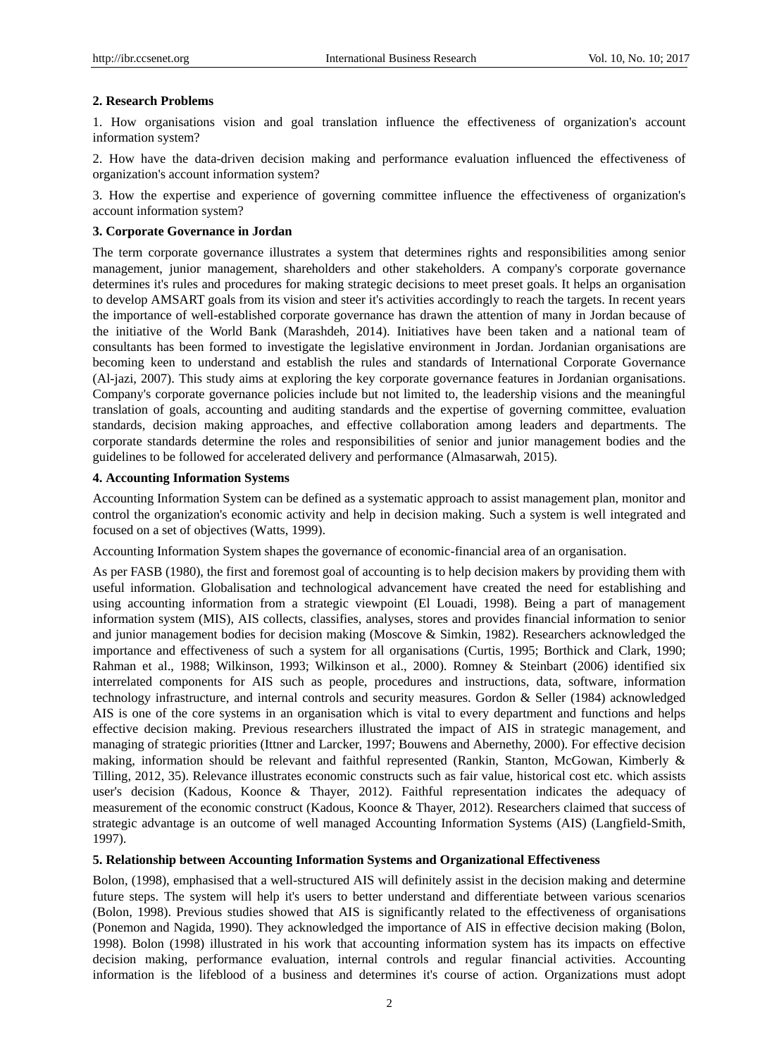## 2. Research Problems

1. How organisations vision and goal translation influence the effectiveness of organization's account information system?

2. How have the data-driven decision making and performance evaluation influenced the effectiveness of organization's account information system?

3. How the expertise and experience of governing committee influence the effectiveness of organization's account information system?

## 3. Corporate Governance in Jordan

The term corporate governance illustrates a system that determines rights and responsibilities among senior management, junior management, shareholders and other stakeholders. A company's corporate governance determines it's rules and procedures for making strategic decisions to meet preset goals. It helps an organisation to develop AMSART goals from its vision and steer it's activities accordingly to reach the targets. In recent years the importance of well-established corporate governance has drawn the attention of many in Jordan because of the initiative of the World Bank (Marashdeh, 2014). Initiatives have been taken and a national team of consultants has been formed to investigate the legislative environment in Jordan. Jordanian organisations are becoming keen to understand and establish the rules and standards of International Corporate Governance (Al-jazi, 2007). This study aims at exploring the key corporate governance features in Jordanian organisations. Company's corporate governance policies include but not limited to, the leadership visions and the meaningful translation of goals, accounting and auditing standards and the expertise of governing committee, evaluation standards, decision making approaches, and effective collaboration among leaders and departments. The corporate standards determine the roles and responsibilities of senior and junior management bodies and the guidelines to be followed for accelerated delivery and performance (Almasarwah, 2015).

## 4. Accounting Information Systems

Accounting Information System can be defined as a systematic approach to assist management plan, monitor and control the organization's economic activity and help in decision making. Such a system is well integrated and focused on a set of objectives (Watts, 1999).

Accounting Information System shapes the governance of economic-financial area of an organisation.

As per FASB (1980), the first and foremost goal of accounting is to help decision makers by providing them with useful information. Globalisation and technological advancement have created the need for establishing and using accounting information from a strategic viewpoint (El Louadi, 1998). Being a part of management information system (MIS), AIS collects, classifies, analyses, stores and provides financial information to senior and junior management bodies for decision making (Moscove & Simkin, 1982). Researchers acknowledged the importance and effectiveness of such a system for all organisations (Curtis, 1995; Borthick and Clark, 1990; Rahman et al., 1988; Wilkinson, 1993; Wilkinson et al., 2000). Romney & Steinbart (2006) identified six interrelated components for AIS such as people, procedures and instructions, data, software, information technology infrastructure, and internal controls and security measures. Gordon & Seller (1984) acknowledged AIS is one of the core systems in an organisation which is vital to every department and functions and helps effective decision making. Previous researchers illustrated the impact of AIS in strategic management, and managing of strategic priorities (Ittner and Larcker, 1997; Bouwens and Abernethy, 2000). For effective decision making, information should be relevant and faithful represented (Rankin, Stanton, McGowan, Kimberly & Tilling, 2012, 35). Relevance illustrates economic constructs such as fair value, historical cost etc. which assists user's decision (Kadous, Koonce & Thayer, 2012). Faithful representation indicates the adequacy of measurement of the economic construct (Kadous, Koonce & Thayer, 2012). Researchers claimed that success of strategic advantage is an outcome of well managed Accounting Information Systems (AIS) (Langfield-Smith, 1997).

## 5. Relationship between Accounting Information Systems and Organizational Effectiveness

Bolon, (1998), emphasised that a well-structured AIS will definitely assist in the decision making and determine future steps. The system will help it's users to better understand and differentiate between various scenarios (Bolon, 1998). Previous studies showed that AIS is significantly related to the effectiveness of organisations (Ponemon and Nagida, 1990). They acknowledged the importance of AIS in effective decision making (Bolon, 1998). Bolon (1998) illustrated in his work that accounting information system has its impacts on effective decision making, performance evaluation, internal controls and regular financial activities. Accounting information is the lifeblood of a business and determines it's course of action. Organizations must adopt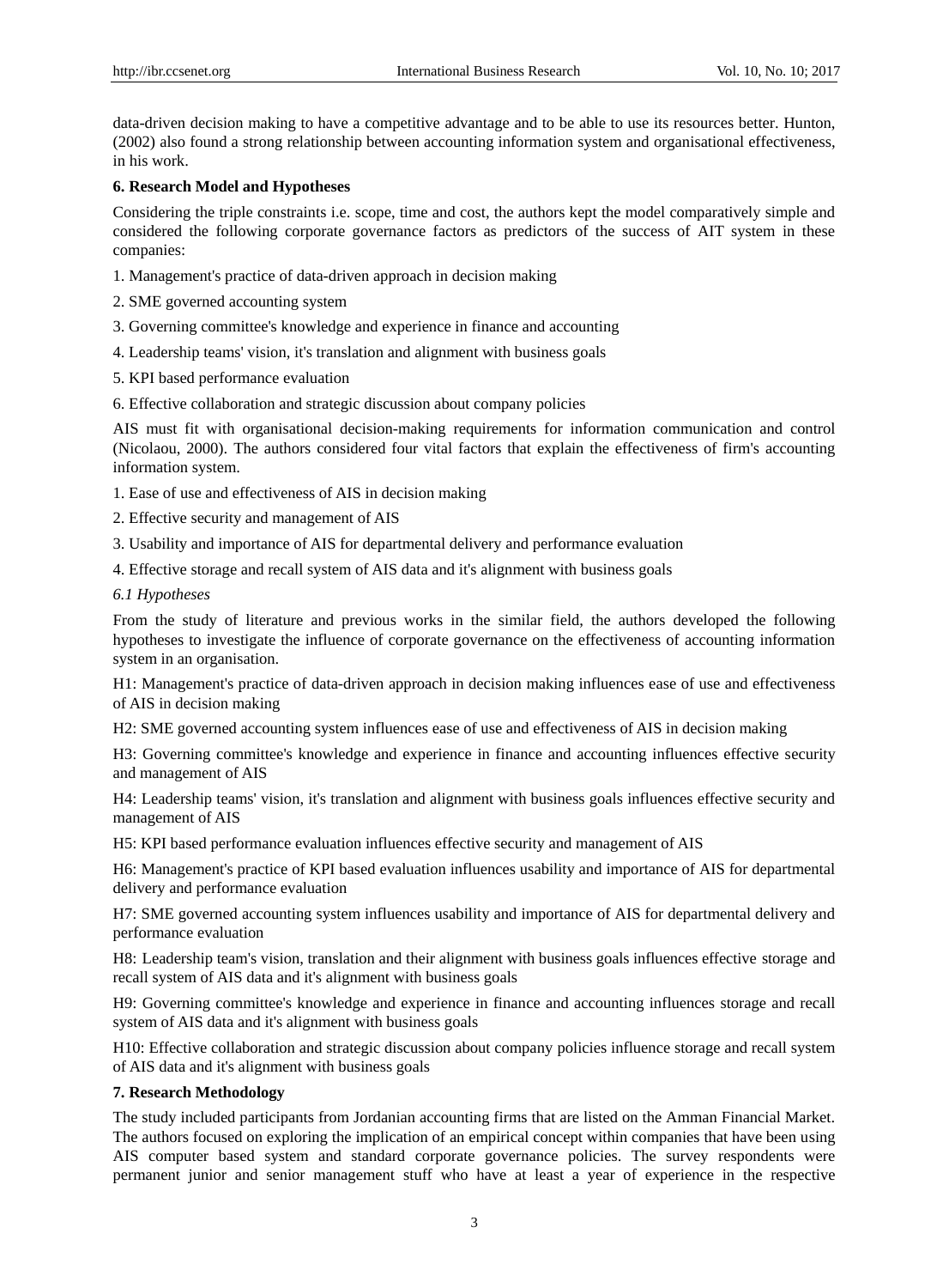data-driven decision making to have a competitive advantage and to be able to use its resources better. Hunton, (2002) also found a strong relationship between accounting information system and organisational effectiveness, in his work.

**6. Research Model and Hypotheses**

Considering the triple constraints i.e. scope, time and cost, the authors kept the model comparatively simple and considered the following corporate governance factors as predictors of the success of AIT system in these companies:

1. Management's practice of data-driven approach in decision making
2. SME governed accounting system
3. Governing committee's knowledge and experience in finance and accounting
4. Leadership teams' vision, it's translation and alignment with business goals
5. KPI based performance evaluation
6. Effective collaboration and strategic discussion about company policies

AIS must fit with organisational decision-making requirements for information communication and control (Nicolaou, 2000). The authors considered four vital factors that explain the effectiveness of firm's accounting information system.

1. Ease of use and effectiveness of AIS in decision making
2. Effective security and management of AIS
3. Usability and importance of AIS for departmental delivery and performance evaluation
4. Effective storage and recall system of AIS data and it's alignment with business goals

*6.1 Hypotheses*

From the study of literature and previous works in the similar field, the authors developed the following hypotheses to investigate the influence of corporate governance on the effectiveness of accounting information system in an organisation.

H1: Management's practice of data-driven approach in decision making influences ease of use and effectiveness of AIS in decision making

H2: SME governed accounting system influences ease of use and effectiveness of AIS in decision making

H3: Governing committee's knowledge and experience in finance and accounting influences effective security and management of AIS

H4: Leadership teams' vision, it's translation and alignment with business goals influences effective security and management of AIS

H5: KPI based performance evaluation influences effective security and management of AIS

H6: Management's practice of KPI based evaluation influences usability and importance of AIS for departmental delivery and performance evaluation

H7: SME governed accounting system influences usability and importance of AIS for departmental delivery and performance evaluation

H8: Leadership team's vision, translation and their alignment with business goals influences effective storage and recall system of AIS data and it's alignment with business goals

H9: Governing committee's knowledge and experience in finance and accounting influences storage and recall system of AIS data and it's alignment with business goals

H10: Effective collaboration and strategic discussion about company policies influence storage and recall system of AIS data and it's alignment with business goals

**7. Research Methodology**

The study included participants from Jordanian accounting firms that are listed on the Amman Financial Market. The authors focused on exploring the implication of an empirical concept within companies that have been using AIS computer based system and standard corporate governance policies. The survey respondents were permanent junior and senior management stuff who have at least a year of experience in the respective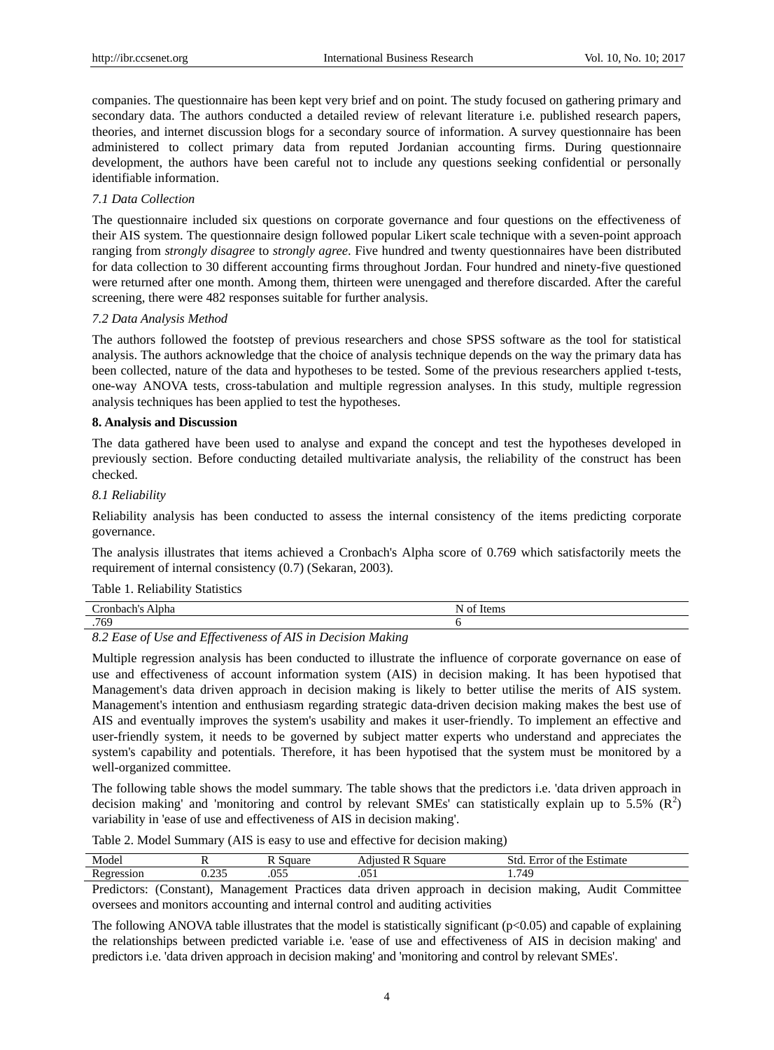companies. The questionnaire has been kept very brief and on point. The study focused on gathering primary and secondary data. The authors conducted a detailed review of relevant literature i.e. published research papers, theories, and internet discussion blogs for a secondary source of information. A survey questionnaire has been administered to collect primary data from reputed Jordanian accounting firms. During questionnaire development, the authors have been careful not to include any questions seeking confidential or personally identifiable information.

### *7.1 Data Collection*

The questionnaire included six questions on corporate governance and four questions on the effectiveness of their AIS system. The questionnaire design followed popular Likert scale technique with a seven-point approach ranging from *strongly disagree* to *strongly agree*. Five hundred and twenty questionnaires have been distributed for data collection to 30 different accounting firms throughout Jordan. Four hundred and ninety-five questioned were returned after one month. Among them, thirteen were unengaged and therefore discarded. After the careful screening, there were 482 responses suitable for further analysis.

### *7.2 Data Analysis Method*

The authors followed the footstep of previous researchers and chose SPSS software as the tool for statistical analysis. The authors acknowledge that the choice of analysis technique depends on the way the primary data has been collected, nature of the data and hypotheses to be tested. Some of the previous researchers applied t-tests, one-way ANOVA tests, cross-tabulation and multiple regression analyses. In this study, multiple regression analysis techniques has been applied to test the hypotheses.

## **8. Analysis and Discussion**

The data gathered have been used to analyse and expand the concept and test the hypotheses developed in previously section. Before conducting detailed multivariate analysis, the reliability of the construct has been checked.

### *8.1 Reliability*

Reliability analysis has been conducted to assess the internal consistency of the items predicting corporate governance.

The analysis illustrates that items achieved a Cronbach's Alpha score of 0.769 which satisfactorily meets the requirement of internal consistency (0.7) (Sekaran, 2003).

Table 1. Reliability Statistics

| Cronbach's Alpha | N of Items |
|---|---|
| .769 | 6 |

### *8.2 Ease of Use and Effectiveness of AIS in Decision Making*

Multiple regression analysis has been conducted to illustrate the influence of corporate governance on ease of use and effectiveness of account information system (AIS) in decision making. It has been hypotised that Management's data driven approach in decision making is likely to better utilise the merits of AIS system. Management's intention and enthusiasm regarding strategic data-driven decision making makes the best use of AIS and eventually improves the system's usability and makes it user-friendly. To implement an effective and user-friendly system, it needs to be governed by subject matter experts who understand and appreciates the system's capability and potentials. Therefore, it has been hypotised that the system must be monitored by a well-organized committee.

The following table shows the model summary. The table shows that the predictors i.e. 'data driven approach in decision making' and 'monitoring and control by relevant SMEs' can statistically explain up to 5.5% ($R^2$) variability in 'ease of use and effectiveness of AIS in decision making'.

Table 2. Model Summary (AIS is easy to use and effective for decision making)

| Model | R | R Square | Adjusted R Square | Std. Error of the Estimate |
|---|---|---|---|---|
| Regression | 0.235 | .055 | .051 | 1.749 |

Predictors: (Constant), Management Practices data driven approach in decision making, Audit Committee oversees and monitors accounting and internal control and auditing activities

The following ANOVA table illustrates that the model is statistically significant ($p<0.05$) and capable of explaining the relationships between predicted variable i.e. 'ease of use and effectiveness of AIS in decision making' and predictors i.e. 'data driven approach in decision making' and 'monitoring and control by relevant SMEs'.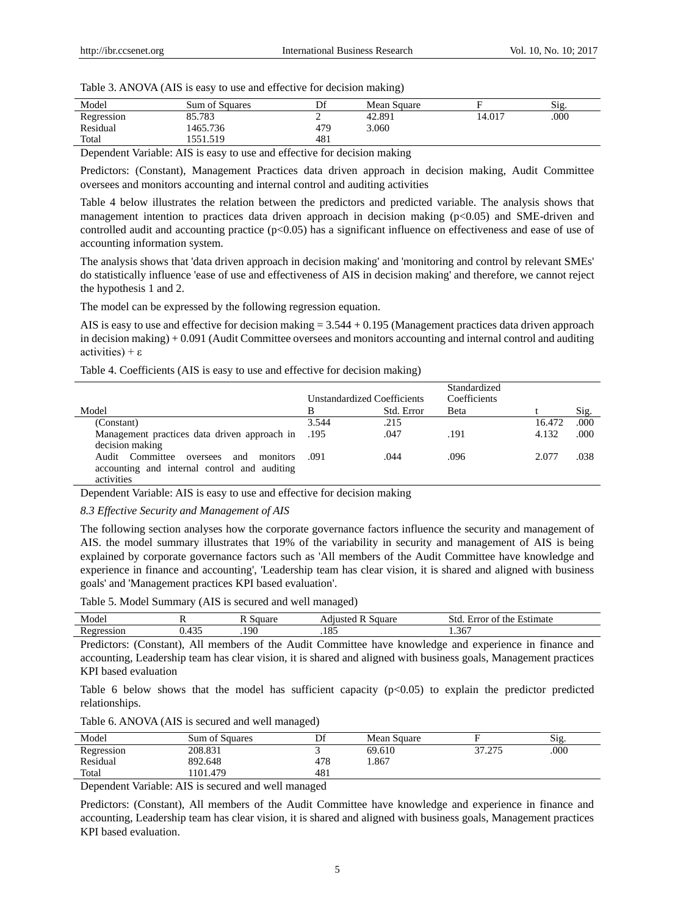Table 3. ANOVA (AIS is easy to use and effective for decision making)

| Model | Sum of Squares | Df | Mean Square | F | Sig. |
|---|---|---|---|---|---|
| Regression | 85.783 | 2 | 42.891 | 14.017 | .000 |
| Residual | 1465.736 | 479 | 3.060 | | |
| Total | 1551.519 | 481 | | | |

Dependent Variable: AIS is easy to use and effective for decision making

Predictors: (Constant), Management Practices data driven approach in decision making, Audit Committee oversees and monitors accounting and internal control and auditing activities

Table 4 below illustrates the relation between the predictors and predicted variable. The analysis shows that management intention to practices data driven approach in decision making ($p<0.05$) and SME-driven and controlled audit and accounting practice ($p<0.05$) has a significant influence on effectiveness and ease of use of accounting information system.

The analysis shows that 'data driven approach in decision making' and 'monitoring and control by relevant SMEs' do statistically influence 'ease of use and effectiveness of AIS in decision making' and therefore, we cannot reject the hypothesis 1 and 2.

The model can be expressed by the following regression equation.

AIS is easy to use and effective for decision making = 3.544 + 0.195 (Management practices data driven approach in decision making) + 0.091 (Audit Committee oversees and monitors accounting and internal control and auditing activities) + $\varepsilon$

Table 4. Coefficients (AIS is easy to use and effective for decision making)

| Model | Unstandardized Coefficients | | Standardized Coefficients | | |
|---|---|---|---|---|---|
| | B | Std. Error | Beta | t | Sig. |
| (Constant) | 3.544 | .215 | | 16.472 | .000 |
| Management practices data driven approach in decision making | .195 | .047 | .191 | 4.132 | .000 |
| Audit Committee oversees and monitors accounting and internal control and auditing activities | .091 | .044 | .096 | 2.077 | .038 |

Dependent Variable: AIS is easy to use and effective for decision making

### *8.3 Effective Security and Management of AIS*

The following section analyses how the corporate governance factors influence the security and management of AIS. the model summary illustrates that 19% of the variability in security and management of AIS is being explained by corporate governance factors such as 'All members of the Audit Committee have knowledge and experience in finance and accounting', 'Leadership team has clear vision, it is shared and aligned with business goals' and 'Management practices KPI based evaluation'.

Table 5. Model Summary (AIS is secured and well managed)

| Model | R | R Square | Adjusted R Square | Std. Error of the Estimate |
|---|---|---|---|---|
| Regression | 0.435 | .190 | .185 | 1.367 |

Predictors: (Constant), All members of the Audit Committee have knowledge and experience in finance and accounting, Leadership team has clear vision, it is shared and aligned with business goals, Management practices KPI based evaluation

Table 6 below shows that the model has sufficient capacity ($p<0.05$) to explain the predictor predicted relationships.

Table 6. ANOVA (AIS is secured and well managed)

| Model | Sum of Squares | Df | Mean Square | F | Sig. |
|---|---|---|---|---|---|
| Regression | 208.831 | 3 | 69.610 | 37.275 | .000 |
| Residual | 892.648 | 478 | 1.867 | | |
| Total | 1101.479 | 481 | | | |

Dependent Variable: AIS is secured and well managed

Predictors: (Constant), All members of the Audit Committee have knowledge and experience in finance and accounting, Leadership team has clear vision, it is shared and aligned with business goals, Management practices KPI based evaluation.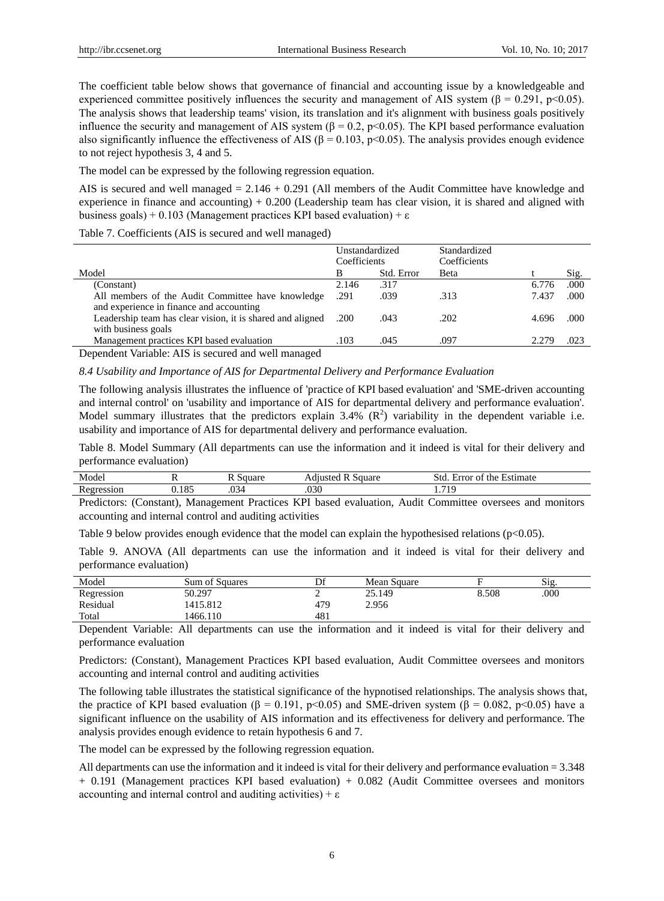The coefficient table below shows that governance of financial and accounting issue by a knowledgeable and experienced committee positively influences the security and management of AIS system ($\beta = 0.291$, $p<0.05$). The analysis shows that leadership teams' vision, its translation and it's alignment with business goals positively influence the security and management of AIS system ($\beta = 0.2$, $p<0.05$). The KPI based performance evaluation also significantly influence the effectiveness of AIS ($\beta = 0.103$, $p<0.05$). The analysis provides enough evidence to not reject hypothesis 3, 4 and 5.

The model can be expressed by the following regression equation.

AIS is secured and well managed = 2.146 + 0.291 (All members of the Audit Committee have knowledge and experience in finance and accounting) + 0.200 (Leadership team has clear vision, it is shared and aligned with business goals) + 0.103 (Management practices KPI based evaluation) + ε

Table 7. Coefficients (AIS is secured and well managed)

| Model | Unstandardized Coefficients | | Standardized Coefficients | t | Sig. |
|---|---|---|---|---|---|
| | B | Std. Error | Beta | | |
| (Constant) | 2.146 | .317 | | 6.776 | .000 |
| All members of the Audit Committee have knowledge and experience in finance and accounting | .291 | .039 | .313 | 7.437 | .000 |
| Leadership team has clear vision, it is shared and aligned with business goals | .200 | .043 | .202 | 4.696 | .000 |
| Management practices KPI based evaluation | .103 | .045 | .097 | 2.279 | .023 |

Dependent Variable: AIS is secured and well managed

### *8.4 Usability and Importance of AIS for Departmental Delivery and Performance Evaluation*

The following analysis illustrates the influence of 'practice of KPI based evaluation' and 'SME-driven accounting and internal control' on 'usability and importance of AIS for departmental delivery and performance evaluation'. Model summary illustrates that the predictors explain 3.4% ($R^2$) variability in the dependent variable i.e. usability and importance of AIS for departmental delivery and performance evaluation.

Table 8. Model Summary (All departments can use the information and it indeed is vital for their delivery and performance evaluation)

| Model | R | R Square | Adjusted R Square | Std. Error of the Estimate |
|---|---|---|---|---|
| Regression | 0.185 | .034 | .030 | 1.719 |

Predictors: (Constant), Management Practices KPI based evaluation, Audit Committee oversees and monitors accounting and internal control and auditing activities

Table 9 below provides enough evidence that the model can explain the hypothesised relations ($p<0.05$).

Table 9. ANOVA (All departments can use the information and it indeed is vital for their delivery and performance evaluation)

| Model | Sum of Squares | Df | Mean Square | F | Sig. |
|---|---|---|---|---|---|
| Regression | 50.297 | 2 | 25.149 | 8.508 | .000 |
| Residual | 1415.812 | 479 | 2.956 | | |
| Total | 1466.110 | 481 | | | |

Dependent Variable: All departments can use the information and it indeed is vital for their delivery and performance evaluation

Predictors: (Constant), Management Practices KPI based evaluation, Audit Committee oversees and monitors accounting and internal control and auditing activities

The following table illustrates the statistical significance of the hypnotised relationships. The analysis shows that, the practice of KPI based evaluation ($\beta = 0.191$, $p<0.05$) and SME-driven system ($\beta = 0.082$, $p<0.05$) have a significant influence on the usability of AIS information and its effectiveness for delivery and performance. The analysis provides enough evidence to retain hypothesis 6 and 7.

The model can be expressed by the following regression equation.

All departments can use the information and it indeed is vital for their delivery and performance evaluation = 3.348 + 0.191 (Management practices KPI based evaluation) + 0.082 (Audit Committee oversees and monitors accounting and internal control and auditing activities) + ε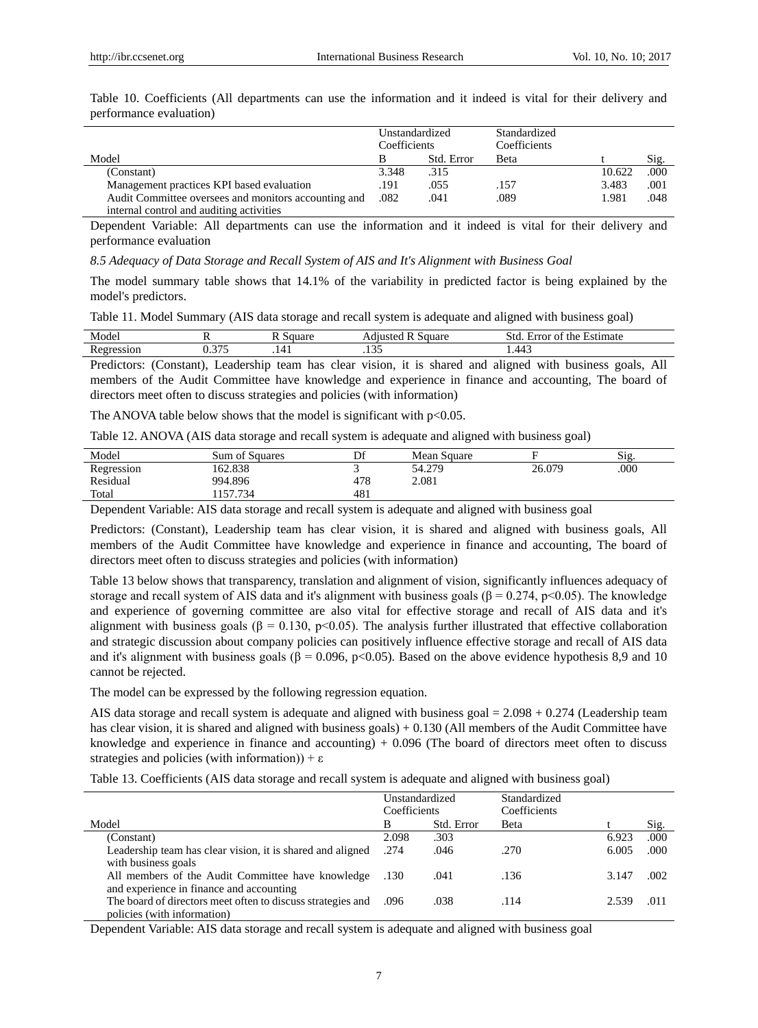Table 10. Coefficients (All departments can use the information and it indeed is vital for their delivery and performance evaluation)

| Model | Unstandardized Coefficients | | Standardized Coefficients | | |
|---|---|---|---|---|---|
| | B | Std. Error | Beta | t | Sig. |
| (Constant) | 3.348 | .315 | | 10.622 | .000 |
| Management practices KPI based evaluation | .191 | .055 | .157 | 3.483 | .001 |
| Audit Committee oversees and monitors accounting and internal control and auditing activities | .082 | .041 | .089 | 1.981 | .048 |

Dependent Variable: All departments can use the information and it indeed is vital for their delivery and performance evaluation

*8.5 Adequacy of Data Storage and Recall System of AIS and It's Alignment with Business Goal*

The model summary table shows that 14.1% of the variability in predicted factor is being explained by the model's predictors.

Table 11. Model Summary (AIS data storage and recall system is adequate and aligned with business goal)

| Model | R | R Square | Adjusted R Square | Std. Error of the Estimate |
|---|---|---|---|---|
| Regression | 0.375 | .141 | .135 | 1.443 |

Predictors: (Constant), Leadership team has clear vision, it is shared and aligned with business goals, All members of the Audit Committee have knowledge and experience in finance and accounting, The board of directors meet often to discuss strategies and policies (with information)

The ANOVA table below shows that the model is significant with $p<0.05$.

Table 12. ANOVA (AIS data storage and recall system is adequate and aligned with business goal)

| Model | Sum of Squares | Df | Mean Square | F | Sig. |
|---|---|---|---|---|---|
| Regression | 162.838 | 3 | 54.279 | 26.079 | .000 |
| Residual | 994.896 | 478 | 2.081 | | |
| Total | 1157.734 | 481 | | | |

Dependent Variable: AIS data storage and recall system is adequate and aligned with business goal

Predictors: (Constant), Leadership team has clear vision, it is shared and aligned with business goals, All members of the Audit Committee have knowledge and experience in finance and accounting, The board of directors meet often to discuss strategies and policies (with information)

Table 13 below shows that transparency, translation and alignment of vision, significantly influences adequacy of storage and recall system of AIS data and it's alignment with business goals ($\beta = 0.274$, $p<0.05$). The knowledge and experience of governing committee are also vital for effective storage and recall of AIS data and it's alignment with business goals ($\beta = 0.130$, $p<0.05$). The analysis further illustrated that effective collaboration and strategic discussion about company policies can positively influence effective storage and recall of AIS data and it's alignment with business goals ($\beta = 0.096$, $p<0.05$). Based on the above evidence hypothesis 8,9 and 10 cannot be rejected.

The model can be expressed by the following regression equation.

AIS data storage and recall system is adequate and aligned with business goal = 2.098 + 0.274 (Leadership team has clear vision, it is shared and aligned with business goals) + 0.130 (All members of the Audit Committee have knowledge and experience in finance and accounting) + 0.096 (The board of directors meet often to discuss strategies and policies (with information)) + $\varepsilon$

Table 13. Coefficients (AIS data storage and recall system is adequate and aligned with business goal)

| Model | Unstandardized Coefficients | | Standardized Coefficients | | |
|---|---|---|---|---|---|
| | B | Std. Error | Beta | t | Sig. |
| (Constant) | 2.098 | .303 | | 6.923 | .000 |
| Leadership team has clear vision, it is shared and aligned with business goals | .274 | .046 | .270 | 6.005 | .000 |
| All members of the Audit Committee have knowledge and experience in finance and accounting | .130 | .041 | .136 | 3.147 | .002 |
| The board of directors meet often to discuss strategies and policies (with information) | .096 | .038 | .114 | 2.539 | .011 |

Dependent Variable: AIS data storage and recall system is adequate and aligned with business goal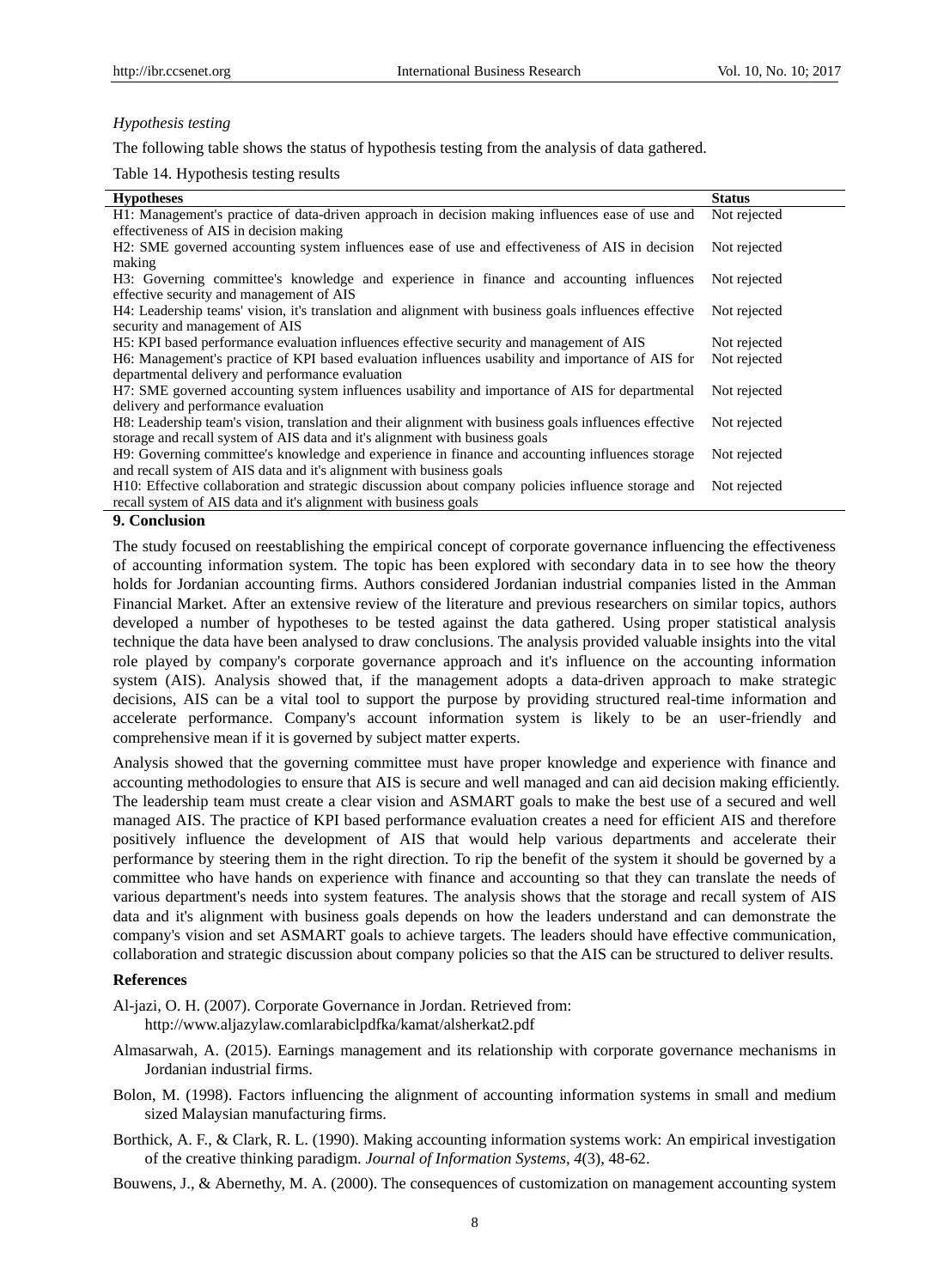*Hypothesis testing*

The following table shows the status of hypothesis testing from the analysis of data gathered.

Table 14. Hypothesis testing results

| Hypotheses | Status |
|---|---|
| H1: Management's practice of data-driven approach in decision making influences ease of use and effectiveness of AIS in decision making | Not rejected |
| H2: SME governed accounting system influences ease of use and effectiveness of AIS in decision making | Not rejected |
| H3: Governing committee's knowledge and experience in finance and accounting influences effective security and management of AIS | Not rejected |
| H4: Leadership teams' vision, it's translation and alignment with business goals influences effective security and management of AIS | Not rejected |
| H5: KPI based performance evaluation influences effective security and management of AIS | Not rejected |
| H6: Management's practice of KPI based evaluation influences usability and importance of AIS for departmental delivery and performance evaluation | Not rejected |
| H7: SME governed accounting system influences usability and importance of AIS for departmental delivery and performance evaluation | Not rejected |
| H8: Leadership team's vision, translation and their alignment with business goals influences effective storage and recall system of AIS data and it's alignment with business goals | Not rejected |
| H9: Governing committee's knowledge and experience in finance and accounting influences storage and recall system of AIS data and it's alignment with business goals | Not rejected |
| H10: Effective collaboration and strategic discussion about company policies influence storage and recall system of AIS data and it's alignment with business goals | Not rejected |

## 9. Conclusion

The study focused on reestablishing the empirical concept of corporate governance influencing the effectiveness of accounting information system. The topic has been explored with secondary data in to see how the theory holds for Jordanian accounting firms. Authors considered Jordanian industrial companies listed in the Amman Financial Market. After an extensive review of the literature and previous researchers on similar topics, authors developed a number of hypotheses to be tested against the data gathered. Using proper statistical analysis technique the data have been analysed to draw conclusions. The analysis provided valuable insights into the vital role played by company's corporate governance approach and it's influence on the accounting information system (AIS). Analysis showed that, if the management adopts a data-driven approach to make strategic decisions, AIS can be a vital tool to support the purpose by providing structured real-time information and accelerate performance. Company's account information system is likely to be an user-friendly and comprehensive mean if it is governed by subject matter experts.

Analysis showed that the governing committee must have proper knowledge and experience with finance and accounting methodologies to ensure that AIS is secure and well managed and can aid decision making efficiently. The leadership team must create a clear vision and ASMART goals to make the best use of a secured and well managed AIS. The practice of KPI based performance evaluation creates a need for efficient AIS and therefore positively influence the development of AIS that would help various departments and accelerate their performance by steering them in the right direction. To rip the benefit of the system it should be governed by a committee who have hands on experience with finance and accounting so that they can translate the needs of various department's needs into system features. The analysis shows that the storage and recall system of AIS data and it's alignment with business goals depends on how the leaders understand and can demonstrate the company's vision and set ASMART goals to achieve targets. The leaders should have effective communication, collaboration and strategic discussion about company policies so that the AIS can be structured to deliver results.

## References

Al-jazi, O. H. (2007). Corporate Governance in Jordan. Retrieved from: http://www.aljazylaw.comlarabiclpdfka/kamat/alsherkat2.pdf

Almasarwah, A. (2015). Earnings management and its relationship with corporate governance mechanisms in Jordanian industrial firms.

Bolon, M. (1998). Factors influencing the alignment of accounting information systems in small and medium sized Malaysian manufacturing firms.

Borthick, A. F., & Clark, R. L. (1990). Making accounting information systems work: An empirical investigation of the creative thinking paradigm. *Journal of Information Systems, 4*(3), 48-62.

Bouwens, J., & Abernethy, M. A. (2000). The consequences of customization on management accounting system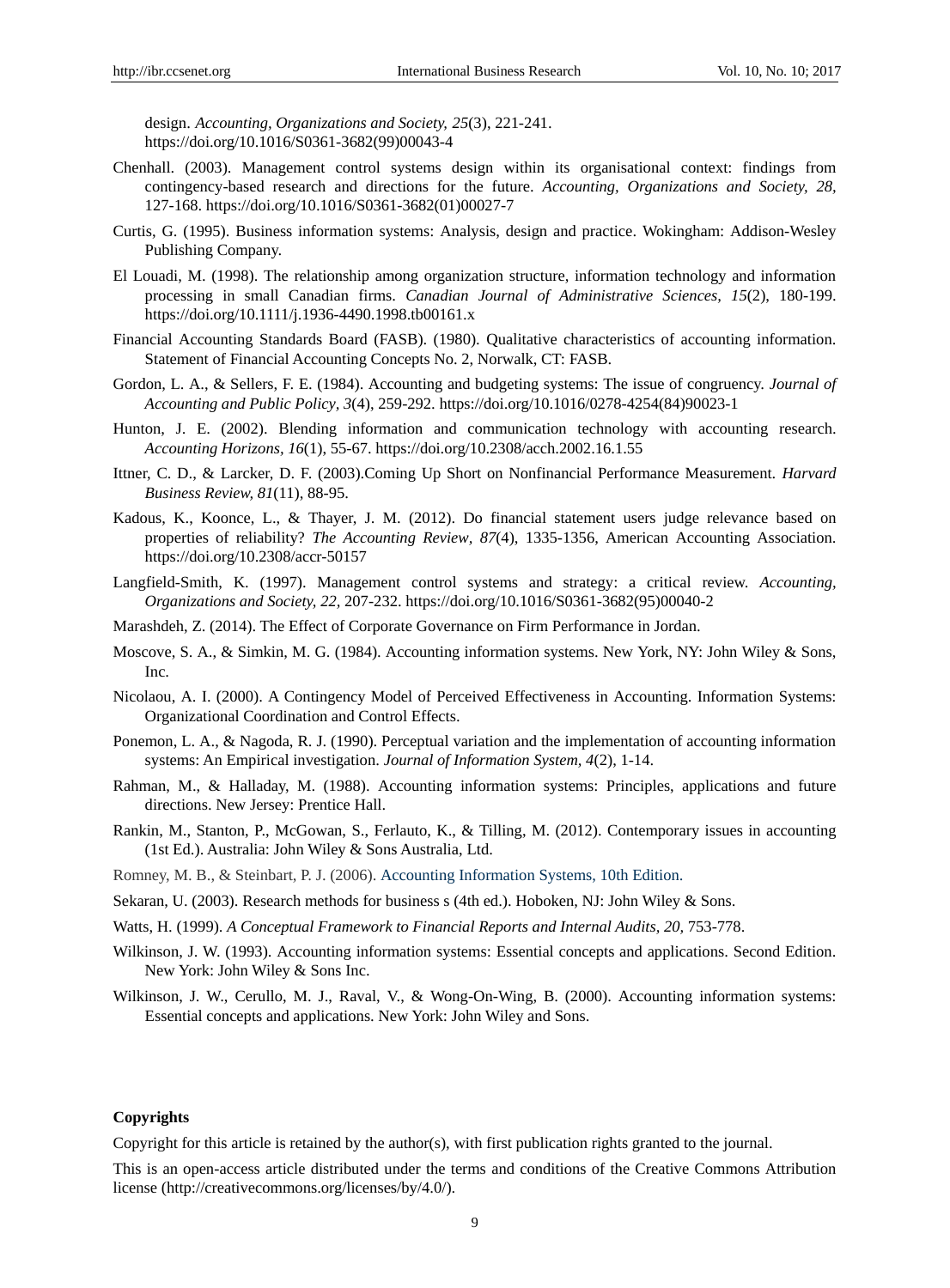design. *Accounting, Organizations and Society, 25*(3), 221-241. https://doi.org/10.1016/S0361-3682(99)00043-4

Chenhall. (2003). Management control systems design within its organisational context: findings from contingency-based research and directions for the future. *Accounting, Organizations and Society, 28,* 127-168. https://doi.org/10.1016/S0361-3682(01)00027-7

Curtis, G. (1995). Business information systems: Analysis, design and practice. Wokingham: Addison-Wesley Publishing Company.

El Louadi, M. (1998). The relationship among organization structure, information technology and information processing in small Canadian firms. *Canadian Journal of Administrative Sciences, 15*(2), 180-199. https://doi.org/10.1111/j.1936-4490.1998.tb00161.x

Financial Accounting Standards Board (FASB). (1980). Qualitative characteristics of accounting information. Statement of Financial Accounting Concepts No. 2, Norwalk, CT: FASB.

Gordon, L. A., & Sellers, F. E. (1984). Accounting and budgeting systems: The issue of congruency. *Journal of Accounting and Public Policy, 3*(4), 259-292. https://doi.org/10.1016/0278-4254(84)90023-1

Hunton, J. E. (2002). Blending information and communication technology with accounting research. *Accounting Horizons, 16*(1), 55-67. https://doi.org/10.2308/acch.2002.16.1.55

Ittner, C. D., & Larcker, D. F. (2003).Coming Up Short on Nonfinancial Performance Measurement. *Harvard Business Review, 81*(11), 88-95.

Kadous, K., Koonce, L., & Thayer, J. M. (2012). Do financial statement users judge relevance based on properties of reliability? *The Accounting Review, 87*(4), 1335-1356, American Accounting Association. https://doi.org/10.2308/accr-50157

Langfield-Smith, K. (1997). Management control systems and strategy: a critical review. *Accounting, Organizations and Society, 22,* 207-232. https://doi.org/10.1016/S0361-3682(95)00040-2

Marashdeh, Z. (2014). The Effect of Corporate Governance on Firm Performance in Jordan.

Moscove, S. A., & Simkin, M. G. (1984). Accounting information systems. New York, NY: John Wiley & Sons, Inc.

Nicolaou, A. I. (2000). A Contingency Model of Perceived Effectiveness in Accounting. Information Systems: Organizational Coordination and Control Effects.

Ponemon, L. A., & Nagoda, R. J. (1990). Perceptual variation and the implementation of accounting information systems: An Empirical investigation. *Journal of Information System, 4*(2), 1-14.

Rahman, M., & Halladay, M. (1988). Accounting information systems: Principles, applications and future directions. New Jersey: Prentice Hall.

Rankin, M., Stanton, P., McGowan, S., Ferlauto, K., & Tilling, M. (2012). Contemporary issues in accounting (1st Ed.). Australia: John Wiley & Sons Australia, Ltd.

Romney, M. B., & Steinbart, P. J. (2006). Accounting Information Systems, 10th Edition.

Sekaran, U. (2003). Research methods for business s (4th ed.). Hoboken, NJ: John Wiley & Sons.

Watts, H. (1999). *A Conceptual Framework to Financial Reports and Internal Audits, 20,* 753-778.

Wilkinson, J. W. (1993). Accounting information systems: Essential concepts and applications. Second Edition. New York: John Wiley & Sons Inc.

Wilkinson, J. W., Cerullo, M. J., Raval, V., & Wong-On-Wing, B. (2000). Accounting information systems: Essential concepts and applications. New York: John Wiley and Sons.

**Copyrights**

Copyright for this article is retained by the author(s), with first publication rights granted to the journal.

This is an open-access article distributed under the terms and conditions of the Creative Commons Attribution license (http://creativecommons.org/licenses/by/4.0/).